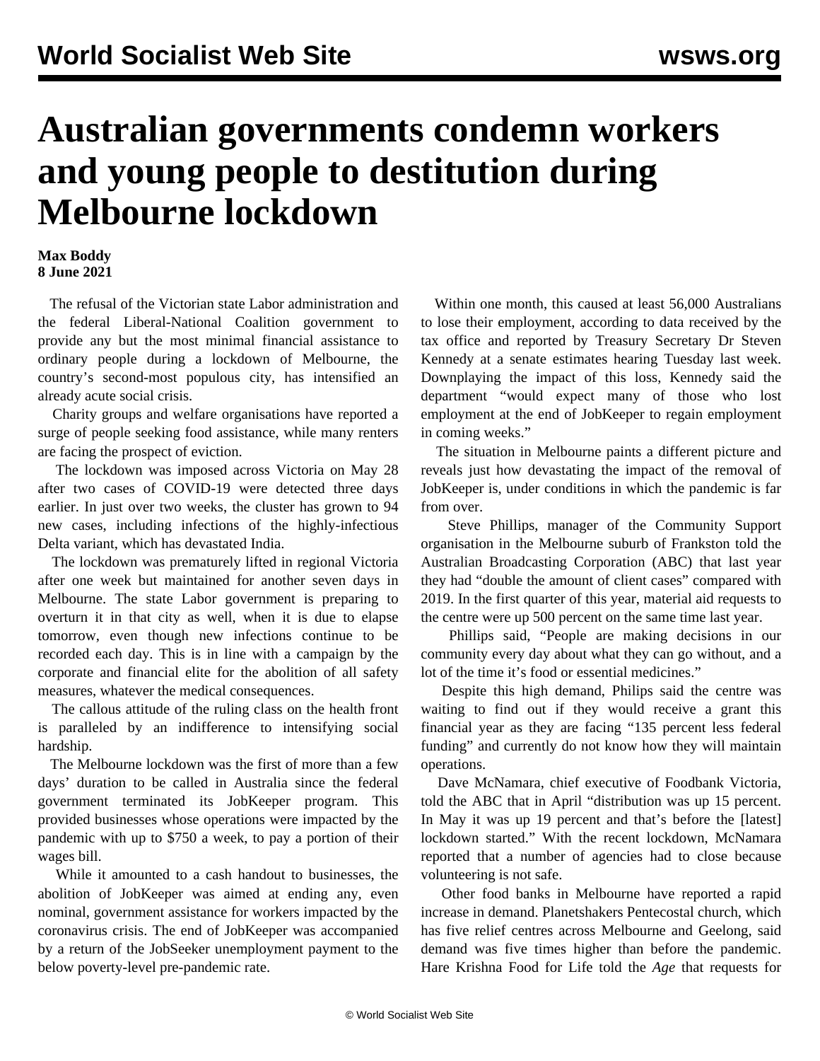# Australian governments condemn workers and young people to destitution during Melbourne lockdown

**Max Boddy**
**8 June 2021**

The refusal of the Victorian state Labor administration and the federal Liberal-National Coalition government to provide any but the most minimal financial assistance to ordinary people during a lockdown of Melbourne, the country's second-most populous city, has intensified an already acute social crisis.

Charity groups and welfare organisations have reported a surge of people seeking food assistance, while many renters are facing the prospect of eviction.

The lockdown was imposed across Victoria on May 28 after two cases of COVID-19 were detected three days earlier. In just over two weeks, the cluster has grown to 94 new cases, including infections of the highly-infectious Delta variant, which has devastated India.

The lockdown was prematurely lifted in regional Victoria after one week but maintained for another seven days in Melbourne. The state Labor government is preparing to overturn it in that city as well, when it is due to elapse tomorrow, even though new infections continue to be recorded each day. This is in line with a campaign by the corporate and financial elite for the abolition of all safety measures, whatever the medical consequences.

The callous attitude of the ruling class on the health front is paralleled by an indifference to intensifying social hardship.

The Melbourne lockdown was the first of more than a few days' duration to be called in Australia since the federal government terminated its JobKeeper program. This provided businesses whose operations were impacted by the pandemic with up to $750 a week, to pay a portion of their wages bill.

While it amounted to a cash handout to businesses, the abolition of JobKeeper was aimed at ending any, even nominal, government assistance for workers impacted by the coronavirus crisis. The end of JobKeeper was accompanied by a return of the JobSeeker unemployment payment to the below poverty-level pre-pandemic rate.

Within one month, this caused at least 56,000 Australians to lose their employment, according to data received by the tax office and reported by Treasury Secretary Dr Steven Kennedy at a senate estimates hearing Tuesday last week. Downplaying the impact of this loss, Kennedy said the department "would expect many of those who lost employment at the end of JobKeeper to regain employment in coming weeks."

The situation in Melbourne paints a different picture and reveals just how devastating the impact of the removal of JobKeeper is, under conditions in which the pandemic is far from over.

Steve Phillips, manager of the Community Support organisation in the Melbourne suburb of Frankston told the Australian Broadcasting Corporation (ABC) that last year they had "double the amount of client cases" compared with 2019. In the first quarter of this year, material aid requests to the centre were up 500 percent on the same time last year.

Phillips said, "People are making decisions in our community every day about what they can go without, and a lot of the time it's food or essential medicines."

Despite this high demand, Philips said the centre was waiting to find out if they would receive a grant this financial year as they are facing "135 percent less federal funding" and currently do not know how they will maintain operations.

Dave McNamara, chief executive of Foodbank Victoria, told the ABC that in April "distribution was up 15 percent. In May it was up 19 percent and that's before the [latest] lockdown started." With the recent lockdown, McNamara reported that a number of agencies had to close because volunteering is not safe.

Other food banks in Melbourne have reported a rapid increase in demand. Planetshakers Pentecostal church, which has five relief centres across Melbourne and Geelong, said demand was five times higher than before the pandemic. Hare Krishna Food for Life told the *Age* that requests for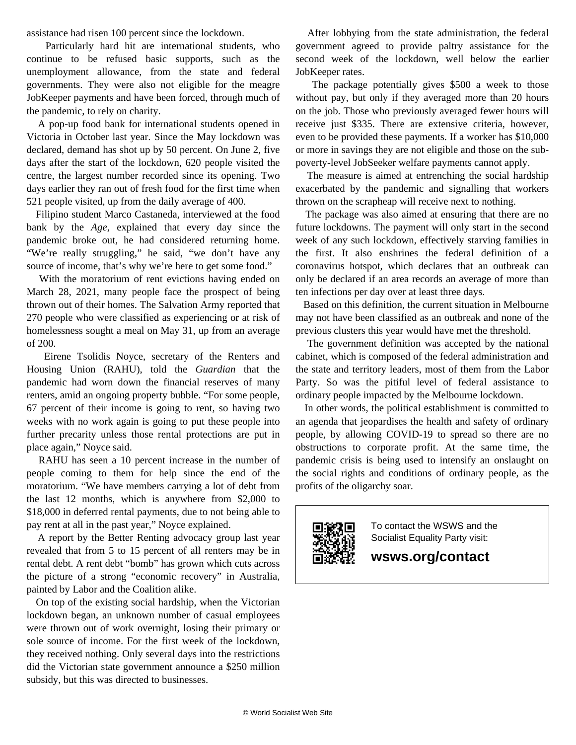assistance had risen 100 percent since the lockdown.

Particularly hard hit are international students, who continue to be refused basic supports, such as the unemployment allowance, from the state and federal governments. They were also not eligible for the meagre JobKeeper payments and have been forced, through much of the pandemic, to rely on charity.

A pop-up food bank for international students opened in Victoria in October last year. Since the May lockdown was declared, demand has shot up by 50 percent. On June 2, five days after the start of the lockdown, 620 people visited the centre, the largest number recorded since its opening. Two days earlier they ran out of fresh food for the first time when 521 people visited, up from the daily average of 400.

Filipino student Marco Castaneda, interviewed at the food bank by the *Age*, explained that every day since the pandemic broke out, he had considered returning home. "We're really struggling," he said, "we don't have any source of income, that's why we're here to get some food."

With the moratorium of rent evictions having ended on March 28, 2021, many people face the prospect of being thrown out of their homes. The Salvation Army reported that 270 people who were classified as experiencing or at risk of homelessness sought a meal on May 31, up from an average of 200.

Eirene Tsolidis Noyce, secretary of the Renters and Housing Union (RAHU), told the *Guardian* that the pandemic had worn down the financial reserves of many renters, amid an ongoing property bubble. "For some people, 67 percent of their income is going to rent, so having two weeks with no work again is going to put these people into further precarity unless those rental protections are put in place again," Noyce said.

RAHU has seen a 10 percent increase in the number of people coming to them for help since the end of the moratorium. "We have members carrying a lot of debt from the last 12 months, which is anywhere from $2,000 to $18,000 in deferred rental payments, due to not being able to pay rent at all in the past year," Noyce explained.

A report by the Better Renting advocacy group last year revealed that from 5 to 15 percent of all renters may be in rental debt. A rent debt "bomb" has grown which cuts across the picture of a strong "economic recovery" in Australia, painted by Labor and the Coalition alike.

On top of the existing social hardship, when the Victorian lockdown began, an unknown number of casual employees were thrown out of work overnight, losing their primary or sole source of income. For the first week of the lockdown, they received nothing. Only several days into the restrictions did the Victorian state government announce a $250 million subsidy, but this was directed to businesses.

After lobbying from the state administration, the federal government agreed to provide paltry assistance for the second week of the lockdown, well below the earlier JobKeeper rates.

The package potentially gives $500 a week to those without pay, but only if they averaged more than 20 hours on the job. Those who previously averaged fewer hours will receive just $335. There are extensive criteria, however, even to be provided these payments. If a worker has $10,000 or more in savings they are not eligible and those on the sub-poverty-level JobSeeker welfare payments cannot apply.

The measure is aimed at entrenching the social hardship exacerbated by the pandemic and signalling that workers thrown on the scrapheap will receive next to nothing.

The package was also aimed at ensuring that there are no future lockdowns. The payment will only start in the second week of any such lockdown, effectively starving families in the first. It also enshrines the federal definition of a coronavirus hotspot, which declares that an outbreak can only be declared if an area records an average of more than ten infections per day over at least three days.

Based on this definition, the current situation in Melbourne may not have been classified as an outbreak and none of the previous clusters this year would have met the threshold.

The government definition was accepted by the national cabinet, which is composed of the federal administration and the state and territory leaders, most of them from the Labor Party. So was the pitiful level of federal assistance to ordinary people impacted by the Melbourne lockdown.

In other words, the political establishment is committed to an agenda that jeopardises the health and safety of ordinary people, by allowing COVID-19 to spread so there are no obstructions to corporate profit. At the same time, the pandemic crisis is being used to intensify an onslaught on the social rights and conditions of ordinary people, as the profits of the oligarchy soar.

To contact the WSWS and the Socialist Equality Party visit:

**wsws.org/contact**